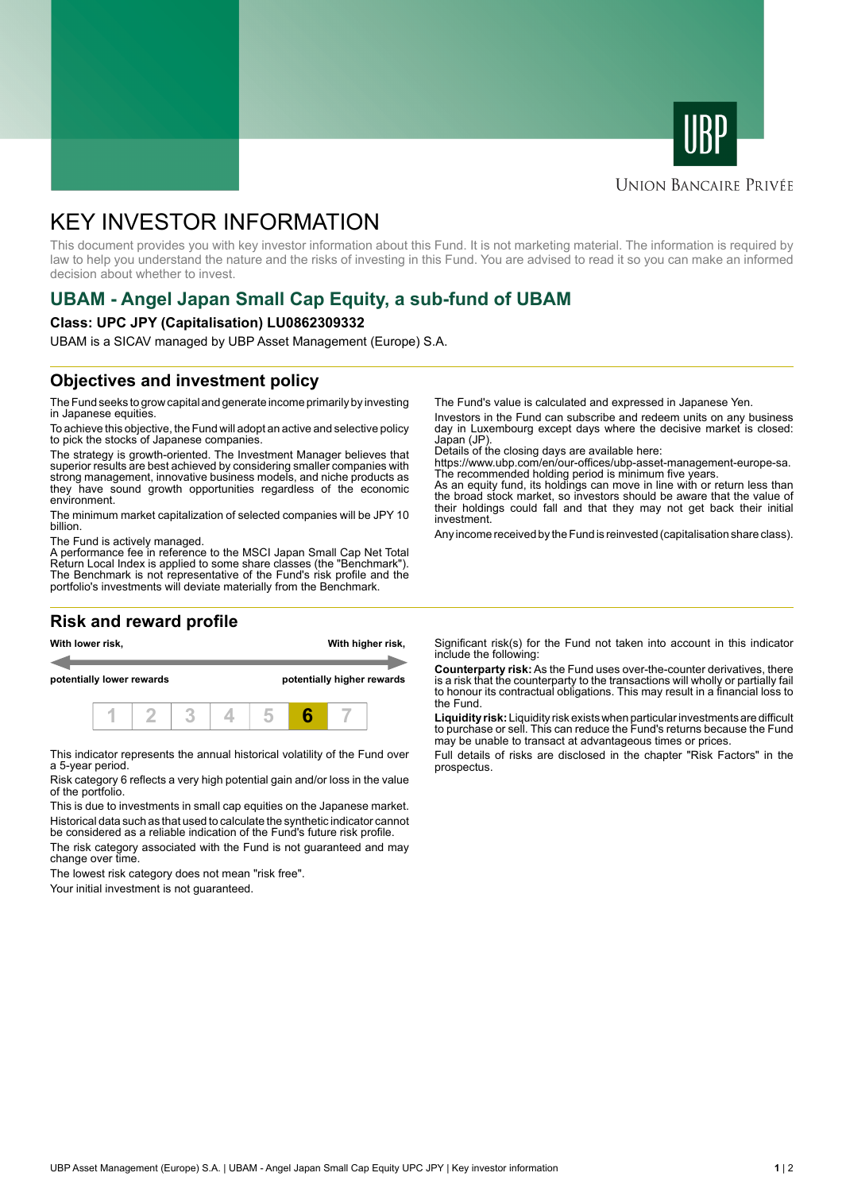UNION BANCAIRE PRIVÉE

# KEY INVESTOR INFORMATION

This document provides you with key investor information about this Fund. It is not marketing material. The information is required by law to help you understand the nature and the risks of investing in this Fund. You are advised to read it so you can make an informed decision about whether to invest.

## UBAM - Angel Japan Small Cap Equity, a sub-fund of UBAM

**Class: UPC JPY (Capitalisation) LU0862309332**

UBAM is a SICAV managed by UBP Asset Management (Europe) S.A.

## Objectives and investment policy

The Fund seeks to grow capital and generate income primarily by investing in Japanese equities.

To achieve this objective, the Fund will adopt an active and selective policy to pick the stocks of Japanese companies.

The strategy is growth-oriented. The Investment Manager believes that superior results are best achieved by considering smaller companies with strong management, innovative business models, and niche products as they have sound growth opportunities regardless of the economic environment.

The minimum market capitalization of selected companies will be JPY 10 billion.

The Fund is actively managed.
A performance fee in reference to the MSCI Japan Small Cap Net Total Return Local Index is applied to some share classes (the "Benchmark"). The Benchmark is not representative of the Fund's risk profile and the portfolio's investments will deviate materially from the Benchmark.

The Fund's value is calculated and expressed in Japanese Yen.

Investors in the Fund can subscribe and redeem units on any business day in Luxembourg except days where the decisive market is closed: Japan (JP).
Details of the closing days are available here:
https://www.ubp.com/en/our-offices/ubp-asset-management-europe-sa.
The recommended holding period is minimum five years.
As an equity fund, its holdings can move in line with or return less than the broad stock market, so investors should be aware that the value of their holdings could fall and that they may not get back their initial investment.

Any income received by the Fund is reinvested (capitalisation share class).

## Risk and reward profile

**With lower risk,** **potentially lower rewards** — **With higher risk,** **potentially higher rewards**

| 1 | 2 | 3 | 4 | 5 | **6** | 7 |
|---|---|---|---|---|---|---|

This indicator represents the annual historical volatility of the Fund over a 5-year period.

Risk category 6 reflects a very high potential gain and/or loss in the value of the portfolio.

This is due to investments in small cap equities on the Japanese market.

Historical data such as that used to calculate the synthetic indicator cannot be considered as a reliable indication of the Fund's future risk profile.

The risk category associated with the Fund is not guaranteed and may change over time.

The lowest risk category does not mean "risk free".

Your initial investment is not guaranteed.

Significant risk(s) for the Fund not taken into account in this indicator include the following:

**Counterparty risk:** As the Fund uses over-the-counter derivatives, there is a risk that the counterparty to the transactions will wholly or partially fail to honour its contractual obligations. This may result in a financial loss to the Fund.

**Liquidity risk:** Liquidity risk exists when particular investments are difficult to purchase or sell. This can reduce the Fund's returns because the Fund may be unable to transact at advantageous times or prices.

Full details of risks are disclosed in the chapter "Risk Factors" in the prospectus.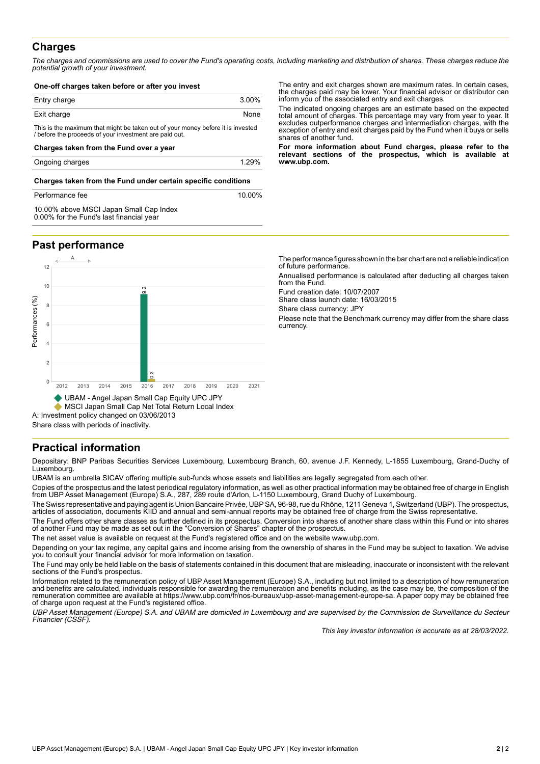## Charges

*The charges and commissions are used to cover the Fund's operating costs, including marketing and distribution of shares. These charges reduce the potential growth of your investment.*

| One-off charges taken before or after you invest | |
|---|---|
| Entry charge | 3.00% |
| Exit charge | None |

This is the maximum that might be taken out of your money before it is invested / before the proceeds of your investment are paid out.

| Charges taken from the Fund over a year | |
|---|---|
| Ongoing charges | 1.29% |

| Charges taken from the Fund under certain specific conditions | |
|---|---|
| Performance fee | 10.00% |

10.00% above MSCI Japan Small Cap Index
0.00% for the Fund's last financial year

The entry and exit charges shown are maximum rates. In certain cases, the charges paid may be lower. Your financial advisor or distributor can inform you of the associated entry and exit charges.

The indicated ongoing charges are an estimate based on the expected total amount of charges. This percentage may vary from year to year. It excludes outperformance charges and intermediation charges, with the exception of entry and exit charges paid by the Fund when it buys or sells shares of another fund.

**For more information about Fund charges, please refer to the relevant sections of the prospectus, which is available at www.ubp.com.**

## Past performance

A

Performances (%)

12
10
8
6
4
2
0

9.2
0.3

2012 2013 2014 2015 2016 2017 2018 2019 2020 2021

UBAM - Angel Japan Small Cap Equity UPC JPY
MSCI Japan Small Cap Net Total Return Local Index

A: Investment policy changed on 03/06/2013

Share class with periods of inactivity.

The performance figures shown in the bar chart are not a reliable indication of future performance.

Annualised performance is calculated after deducting all charges taken from the Fund.

Fund creation date: 10/07/2007

Share class launch date: 16/03/2015

Share class currency: JPY

Please note that the Benchmark currency may differ from the share class currency.

## Practical information

Depositary: BNP Paribas Securities Services Luxembourg, Luxembourg Branch, 60, avenue J.F. Kennedy, L-1855 Luxembourg, Grand-Duchy of Luxembourg.

UBAM is an umbrella SICAV offering multiple sub-funds whose assets and liabilities are legally segregated from each other.

Copies of the prospectus and the latest periodical regulatory information, as well as other practical information may be obtained free of charge in English from UBP Asset Management (Europe) S.A., 287, 289 route d'Arlon, L-1150 Luxembourg, Grand Duchy of Luxembourg.

The Swiss representative and paying agent is Union Bancaire Privée, UBP SA, 96-98, rue du Rhône, 1211 Geneva 1, Switzerland (UBP). The prospectus, articles of association, documents KIID and annual and semi-annual reports may be obtained free of charge from the Swiss representative.

The Fund offers other share classes as further defined in its prospectus. Conversion into shares of another share class within this Fund or into shares of another Fund may be made as set out in the "Conversion of Shares" chapter of the prospectus.

The net asset value is available on request at the Fund's registered office and on the website www.ubp.com.

Depending on your tax regime, any capital gains and income arising from the ownership of shares in the Fund may be subject to taxation. We advise you to consult your financial advisor for more information on taxation.

The Fund may only be held liable on the basis of statements contained in this document that are misleading, inaccurate or inconsistent with the relevant sections of the Fund's prospectus.

Information related to the remuneration policy of UBP Asset Management (Europe) S.A., including but not limited to a description of how remuneration and benefits are calculated, individuals responsible for awarding the remuneration and benefits including, as the case may be, the composition of the remuneration committee are available at https://www.ubp.com/fr/nos-bureaux/ubp-asset-management-europe-sa. A paper copy may be obtained free of charge upon request at the Fund's registered office.

*UBP Asset Management (Europe) S.A. and UBAM are domiciled in Luxembourg and are supervised by the Commission de Surveillance du Secteur Financier (CSSF).*

*This key investor information is accurate as at 28/03/2022.*